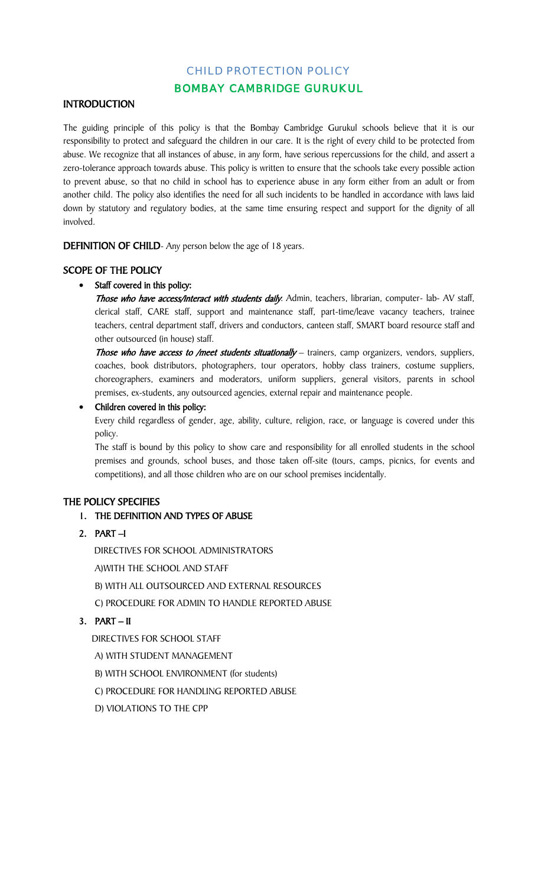# CHILD PROTECTION POLICY

## BOMBAY CAMBRIDGE GURUKUL

### INTRODUCTION

The guiding principle of this policy is that the Bombay Cambridge Gurukul schools believe that it is our responsibility to protect and safeguard the children in our care. It is the right of every child to be protected from abuse. We recognize that all instances of abuse, in any form, have serious repercussions for the child, and assert a zero-tolerance approach towards abuse. This policy is written to ensure that the schools take every possible action to prevent abuse, so that no child in school has to experience abuse in any form either from an adult or from another child. The policy also identifies the need for all such incidents to be handled in accordance with laws laid down by statutory and regulatory bodies, at the same time ensuring respect and support for the dignity of all involved.

**DEFINITION OF CHILD**- Any person below the age of 18 years.

### SCOPE OF THE POLICY

- **Staff covered in this policy:**

  ***Those who have access/interact with students daily*:** Admin, teachers, librarian, computer- lab- AV staff, clerical staff, CARE staff, support and maintenance staff, part-time/leave vacancy teachers, trainee teachers, central department staff, drivers and conductors, canteen staff, SMART board resource staff and other outsourced (in house) staff.

  ***Those who have access to /meet students situationally*** – trainers, camp organizers, vendors, suppliers, coaches, book distributors, photographers, tour operators, hobby class trainers, costume suppliers, choreographers, examiners and moderators, uniform suppliers, general visitors, parents in school premises, ex-students, any outsourced agencies, external repair and maintenance people.

- **Children covered in this policy:**

  Every child regardless of gender, age, ability, culture, religion, race, or language is covered under this policy.

  The staff is bound by this policy to show care and responsibility for all enrolled students in the school premises and grounds, school buses, and those taken off-site (tours, camps, picnics, for events and competitions), and all those children who are on our school premises incidentally.

### THE POLICY SPECIFIES

1. **THE DEFINITION AND TYPES OF ABUSE**
2. **PART –I**

   DIRECTIVES FOR SCHOOL ADMINISTRATORS

   A)WITH THE SCHOOL AND STAFF

   B) WITH ALL OUTSOURCED AND EXTERNAL RESOURCES

   C) PROCEDURE FOR ADMIN TO HANDLE REPORTED ABUSE

3. **PART – II**

   DIRECTIVES FOR SCHOOL STAFF

   A) WITH STUDENT MANAGEMENT

   B) WITH SCHOOL ENVIRONMENT (for students)

   C) PROCEDURE FOR HANDLING REPORTED ABUSE

   D) VIOLATIONS TO THE CPP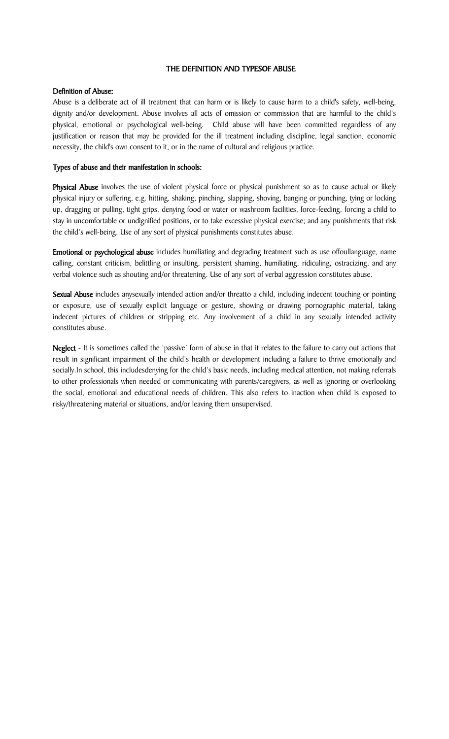## THE DEFINITION AND TYPESOF ABUSE

### Definition of Abuse:

Abuse is a deliberate act of ill treatment that can harm or is likely to cause harm to a child's safety, well-being, dignity and/or development. Abuse involves all acts of omission or commission that are harmful to the child's physical, emotional or psychological well-being. Child abuse will have been committed regardless of any justification or reason that may be provided for the ill treatment including discipline, legal sanction, economic necessity, the child's own consent to it, or in the name of cultural and religious practice.

### Types of abuse and their manifestation in schools:

**Physical Abuse** involves the use of violent physical force or physical punishment so as to cause actual or likely physical injury or suffering, e.g. hitting, shaking, pinching, slapping, shoving, banging or punching, tying or locking up, dragging or pulling, tight grips, denying food or water or washroom facilities, force-feeding, forcing a child to stay in uncomfortable or undignified positions, or to take excessive physical exercise; and any punishments that risk the child's well-being. Use of any sort of physical punishments constitutes abuse.

**Emotional or psychological abuse** includes humiliating and degrading treatment such as use offoullanguage, name calling, constant criticism, belittling or insulting, persistent shaming, humiliating, ridiculing, ostracizing, and any verbal violence such as shouting and/or threatening. Use of any sort of verbal aggression constitutes abuse.

**Sexual Abuse** includes anysexually intended action and/or threatto a child, including indecent touching or pointing or exposure, use of sexually explicit language or gesture, showing or drawing pornographic material, taking indecent pictures of children or stripping etc. Any involvement of a child in any sexually intended activity constitutes abuse.

**Neglect** - It is sometimes called the 'passive' form of abuse in that it relates to the failure to carry out actions that result in significant impairment of the child's health or development including a failure to thrive emotionally and socially.In school, this includesdenying for the child's basic needs, including medical attention, not making referrals to other professionals when needed or communicating with parents/caregivers, as well as ignoring or overlooking the social, emotional and educational needs of children. This also refers to inaction when child is exposed to risky/threatening material or situations, and/or leaving them unsupervised.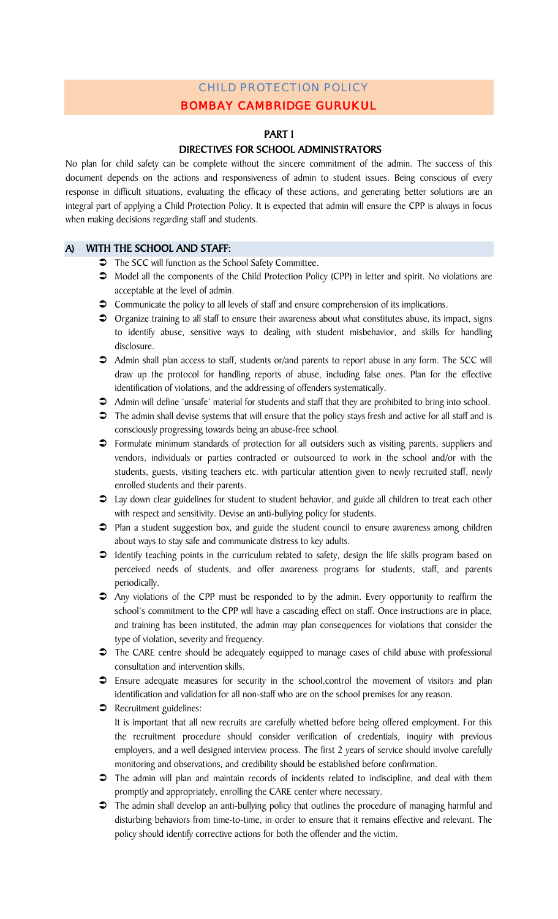# CHILD PROTECTION POLICY

# BOMBAY CAMBRIDGE GURUKUL

## PART I

## DIRECTIVES FOR SCHOOL ADMINISTRATORS

No plan for child safety can be complete without the sincere commitment of the admin. The success of this document depends on the actions and responsiveness of admin to student issues. Being conscious of every response in difficult situations, evaluating the efficacy of these actions, and generating better solutions are an integral part of applying a Child Protection Policy. It is expected that admin will ensure the CPP is always in focus when making decisions regarding staff and students.

### A) WITH THE SCHOOL AND STAFF:

- The SCC will function as the School Safety Committee.
- Model all the components of the Child Protection Policy (CPP) in letter and spirit. No violations are acceptable at the level of admin.
- Communicate the policy to all levels of staff and ensure comprehension of its implications.
- Organize training to all staff to ensure their awareness about what constitutes abuse, its impact, signs to identify abuse, sensitive ways to dealing with student misbehavior, and skills for handling disclosure.
- Admin shall plan access to staff, students or/and parents to report abuse in any form. The SCC will draw up the protocol for handling reports of abuse, including false ones. Plan for the effective identification of violations, and the addressing of offenders systematically.
- Admin will define 'unsafe' material for students and staff that they are prohibited to bring into school.
- The admin shall devise systems that will ensure that the policy stays fresh and active for all staff and is consciously progressing towards being an abuse-free school.
- Formulate minimum standards of protection for all outsiders such as visiting parents, suppliers and vendors, individuals or parties contracted or outsourced to work in the school and/or with the students, guests, visiting teachers etc. with particular attention given to newly recruited staff, newly enrolled students and their parents.
- Lay down clear guidelines for student to student behavior, and guide all children to treat each other with respect and sensitivity. Devise an anti-bullying policy for students.
- Plan a student suggestion box, and guide the student council to ensure awareness among children about ways to stay safe and communicate distress to key adults.
- Identify teaching points in the curriculum related to safety, design the life skills program based on perceived needs of students, and offer awareness programs for students, staff, and parents periodically.
- Any violations of the CPP must be responded to by the admin. Every opportunity to reaffirm the school's commitment to the CPP will have a cascading effect on staff. Once instructions are in place, and training has been instituted, the admin may plan consequences for violations that consider the type of violation, severity and frequency.
- The CARE centre should be adequately equipped to manage cases of child abuse with professional consultation and intervention skills.
- Ensure adequate measures for security in the school,control the movement of visitors and plan identification and validation for all non-staff who are on the school premises for any reason.
- Recruitment guidelines:

  It is important that all new recruits are carefully whetted before being offered employment. For this the recruitment procedure should consider verification of credentials, inquiry with previous employers, and a well designed interview process. The first 2 years of service should involve carefully monitoring and observations, and credibility should be established before confirmation.
- The admin will plan and maintain records of incidents related to indiscipline, and deal with them promptly and appropriately, enrolling the CARE center where necessary.
- The admin shall develop an anti-bullying policy that outlines the procedure of managing harmful and disturbing behaviors from time-to-time, in order to ensure that it remains effective and relevant. The policy should identify corrective actions for both the offender and the victim.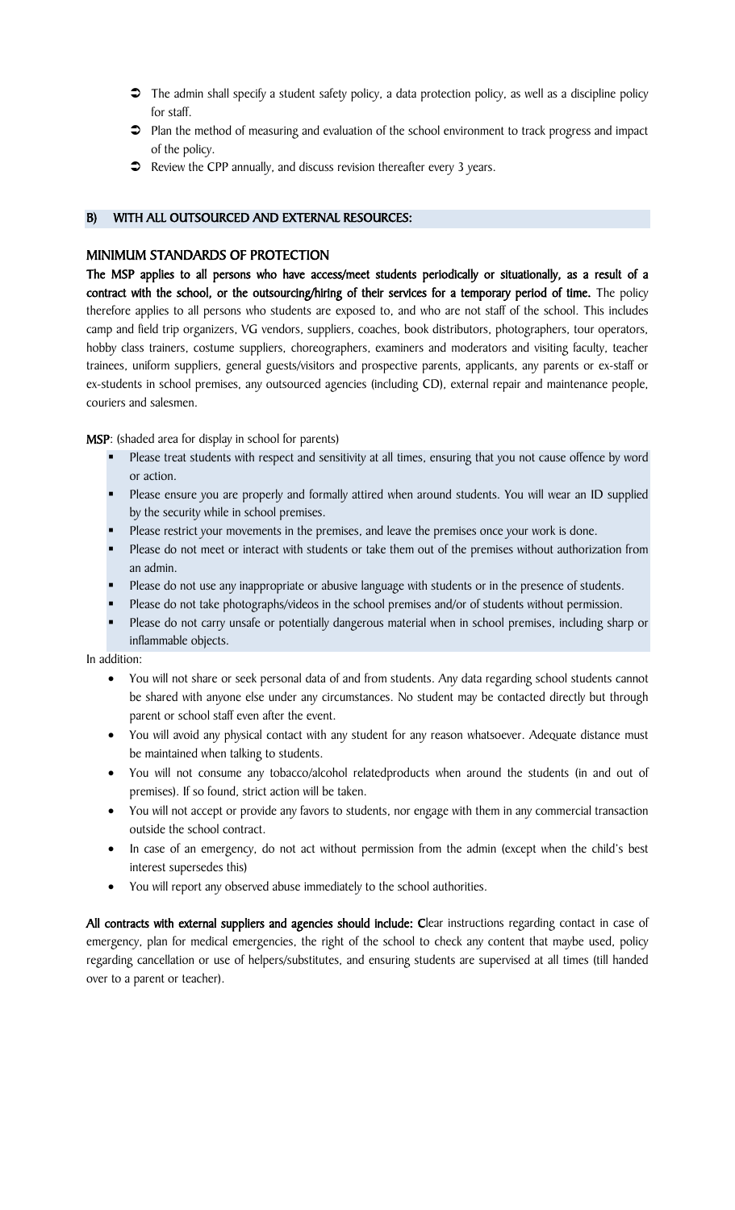- The admin shall specify a student safety policy, a data protection policy, as well as a discipline policy for staff.
- Plan the method of measuring and evaluation of the school environment to track progress and impact of the policy.
- Review the CPP annually, and discuss revision thereafter every 3 years.

## B) WITH ALL OUTSOURCED AND EXTERNAL RESOURCES:

### MINIMUM STANDARDS OF PROTECTION

**The MSP applies to all persons who have access/meet students periodically or situationally, as a result of a contract with the school, or the outsourcing/hiring of their services for a temporary period of time.** The policy therefore applies to all persons who students are exposed to, and who are not staff of the school. This includes camp and field trip organizers, VG vendors, suppliers, coaches, book distributors, photographers, tour operators, hobby class trainers, costume suppliers, choreographers, examiners and moderators and visiting faculty, teacher trainees, uniform suppliers, general guests/visitors and prospective parents, applicants, any parents or ex-staff or ex-students in school premises, any outsourced agencies (including CD), external repair and maintenance people, couriers and salesmen.

**MSP**: (shaded area for display in school for parents)

- Please treat students with respect and sensitivity at all times, ensuring that you not cause offence by word or action.
- Please ensure you are properly and formally attired when around students. You will wear an ID supplied by the security while in school premises.
- Please restrict your movements in the premises, and leave the premises once your work is done.
- Please do not meet or interact with students or take them out of the premises without authorization from an admin.
- Please do not use any inappropriate or abusive language with students or in the presence of students.
- Please do not take photographs/videos in the school premises and/or of students without permission.
- Please do not carry unsafe or potentially dangerous material when in school premises, including sharp or inflammable objects.

In addition:

- You will not share or seek personal data of and from students. Any data regarding school students cannot be shared with anyone else under any circumstances. No student may be contacted directly but through parent or school staff even after the event.
- You will avoid any physical contact with any student for any reason whatsoever. Adequate distance must be maintained when talking to students.
- You will not consume any tobacco/alcohol relatedproducts when around the students (in and out of premises). If so found, strict action will be taken.
- You will not accept or provide any favors to students, nor engage with them in any commercial transaction outside the school contract.
- In case of an emergency, do not act without permission from the admin (except when the child's best interest supersedes this)
- You will report any observed abuse immediately to the school authorities.

**All contracts with external suppliers and agencies should include: C**lear instructions regarding contact in case of emergency, plan for medical emergencies, the right of the school to check any content that maybe used, policy regarding cancellation or use of helpers/substitutes, and ensuring students are supervised at all times (till handed over to a parent or teacher).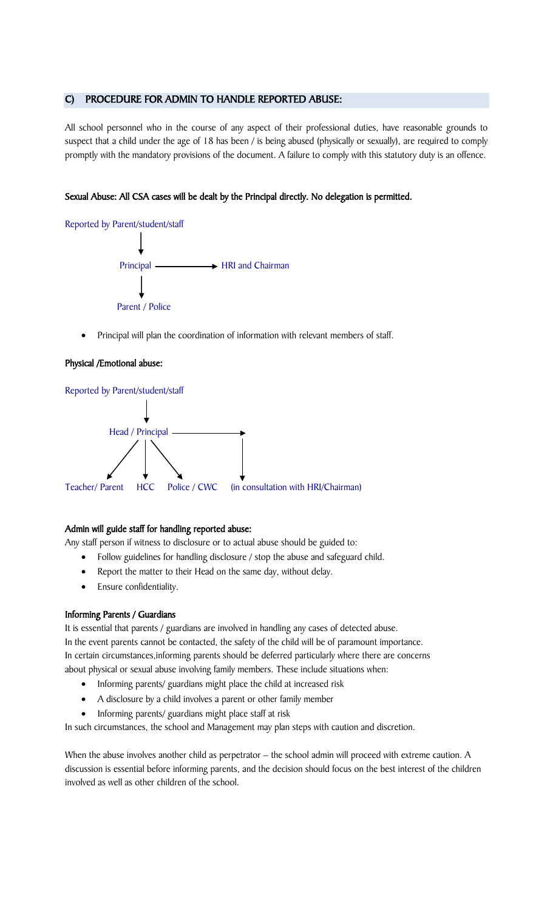## C) PROCEDURE FOR ADMIN TO HANDLE REPORTED ABUSE:

All school personnel who in the course of any aspect of their professional duties, have reasonable grounds to suspect that a child under the age of 18 has been / is being abused (physically or sexually), are required to comply promptly with the mandatory provisions of the document. A failure to comply with this statutory duty is an offence.

**Sexual Abuse: All CSA cases will be dealt by the Principal directly. No delegation is permitted.**

Reported by Parent/student/staff
↓
Principal ⟶ HRI and Chairman
↓
Parent / Police

- Principal will plan the coordination of information with relevant members of staff.

**Physical /Emotional abuse:**

Reported by Parent/student/staff
↓
Head / Principal ⟶ (in consultation with HRI/Chairman)
↓
Teacher/ Parent | HCC | Police / CWC

**Admin will guide staff for handling reported abuse:**

Any staff person if witness to disclosure or to actual abuse should be guided to:

- Follow guidelines for handling disclosure / stop the abuse and safeguard child.
- Report the matter to their Head on the same day, without delay.
- Ensure confidentiality.

**Informing Parents / Guardians**

It is essential that parents / guardians are involved in handling any cases of detected abuse.
In the event parents cannot be contacted, the safety of the child will be of paramount importance.
In certain circumstances,informing parents should be deferred particularly where there are concerns about physical or sexual abuse involving family members. These include situations when:

- Informing parents/ guardians might place the child at increased risk
- A disclosure by a child involves a parent or other family member
- Informing parents/ guardians might place staff at risk

In such circumstances, the school and Management may plan steps with caution and discretion.

When the abuse involves another child as perpetrator – the school admin will proceed with extreme caution. A discussion is essential before informing parents, and the decision should focus on the best interest of the children involved as well as other children of the school.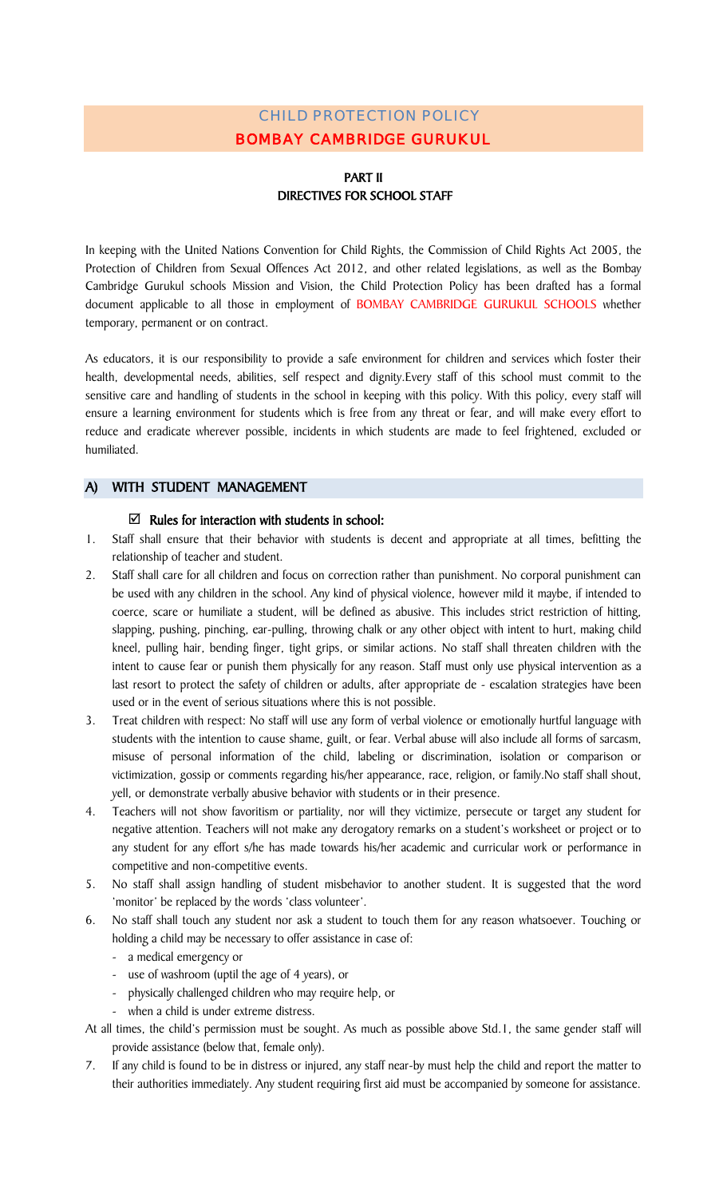# CHILD PROTECTION POLICY
## BOMBAY CAMBRIDGE GURUKUL

### PART II
### DIRECTIVES FOR SCHOOL STAFF

In keeping with the United Nations Convention for Child Rights, the Commission of Child Rights Act 2005, the Protection of Children from Sexual Offences Act 2012, and other related legislations, as well as the Bombay Cambridge Gurukul schools Mission and Vision, the Child Protection Policy has been drafted has a formal document applicable to all those in employment of BOMBAY CAMBRIDGE GURUKUL SCHOOLS whether temporary, permanent or on contract.

As educators, it is our responsibility to provide a safe environment for children and services which foster their health, developmental needs, abilities, self respect and dignity.Every staff of this school must commit to the sensitive care and handling of students in the school in keeping with this policy. With this policy, every staff will ensure a learning environment for students which is free from any threat or fear, and will make every effort to reduce and eradicate wherever possible, incidents in which students are made to feel frightened, excluded or humiliated.

## A) WITH STUDENT MANAGEMENT

☑ **Rules for interaction with students in school:**

1. Staff shall ensure that their behavior with students is decent and appropriate at all times, befitting the relationship of teacher and student.
2. Staff shall care for all children and focus on correction rather than punishment. No corporal punishment can be used with any children in the school. Any kind of physical violence, however mild it maybe, if intended to coerce, scare or humiliate a student, will be defined as abusive. This includes strict restriction of hitting, slapping, pushing, pinching, ear-pulling, throwing chalk or any other object with intent to hurt, making child kneel, pulling hair, bending finger, tight grips, or similar actions. No staff shall threaten children with the intent to cause fear or punish them physically for any reason. Staff must only use physical intervention as a last resort to protect the safety of children or adults, after appropriate de - escalation strategies have been used or in the event of serious situations where this is not possible.
3. Treat children with respect: No staff will use any form of verbal violence or emotionally hurtful language with students with the intention to cause shame, guilt, or fear. Verbal abuse will also include all forms of sarcasm, misuse of personal information of the child, labeling or discrimination, isolation or comparison or victimization, gossip or comments regarding his/her appearance, race, religion, or family.No staff shall shout, yell, or demonstrate verbally abusive behavior with students or in their presence.
4. Teachers will not show favoritism or partiality, nor will they victimize, persecute or target any student for negative attention. Teachers will not make any derogatory remarks on a student's worksheet or project or to any student for any effort s/he has made towards his/her academic and curricular work or performance in competitive and non-competitive events.
5. No staff shall assign handling of student misbehavior to another student. It is suggested that the word 'monitor' be replaced by the words 'class volunteer'.
6. No staff shall touch any student nor ask a student to touch them for any reason whatsoever. Touching or holding a child may be necessary to offer assistance in case of:
   - a medical emergency or
   - use of washroom (uptil the age of 4 years), or
   - physically challenged children who may require help, or
   - when a child is under extreme distress.

   At all times, the child's permission must be sought. As much as possible above Std.1, the same gender staff will provide assistance (below that, female only).
7. If any child is found to be in distress or injured, any staff near-by must help the child and report the matter to their authorities immediately. Any student requiring first aid must be accompanied by someone for assistance.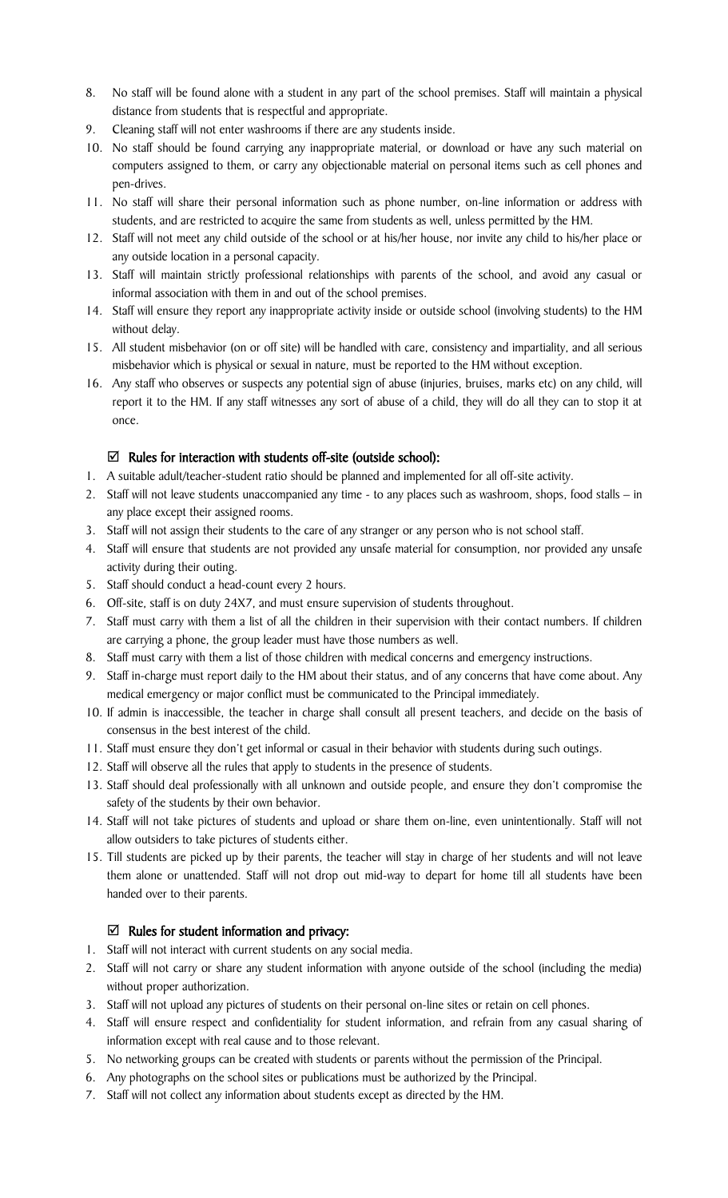8. No staff will be found alone with a student in any part of the school premises. Staff will maintain a physical distance from students that is respectful and appropriate.
9. Cleaning staff will not enter washrooms if there are any students inside.
10. No staff should be found carrying any inappropriate material, or download or have any such material on computers assigned to them, or carry any objectionable material on personal items such as cell phones and pen-drives.
11. No staff will share their personal information such as phone number, on-line information or address with students, and are restricted to acquire the same from students as well, unless permitted by the HM.
12. Staff will not meet any child outside of the school or at his/her house, nor invite any child to his/her place or any outside location in a personal capacity.
13. Staff will maintain strictly professional relationships with parents of the school, and avoid any casual or informal association with them in and out of the school premises.
14. Staff will ensure they report any inappropriate activity inside or outside school (involving students) to the HM without delay.
15. All student misbehavior (on or off site) will be handled with care, consistency and impartiality, and all serious misbehavior which is physical or sexual in nature, must be reported to the HM without exception.
16. Any staff who observes or suspects any potential sign of abuse (injuries, bruises, marks etc) on any child, will report it to the HM. If any staff witnesses any sort of abuse of a child, they will do all they can to stop it at once.

### ☑ Rules for interaction with students off-site (outside school):

1. A suitable adult/teacher-student ratio should be planned and implemented for all off-site activity.
2. Staff will not leave students unaccompanied any time - to any places such as washroom, shops, food stalls – in any place except their assigned rooms.
3. Staff will not assign their students to the care of any stranger or any person who is not school staff.
4. Staff will ensure that students are not provided any unsafe material for consumption, nor provided any unsafe activity during their outing.
5. Staff should conduct a head-count every 2 hours.
6. Off-site, staff is on duty 24X7, and must ensure supervision of students throughout.
7. Staff must carry with them a list of all the children in their supervision with their contact numbers. If children are carrying a phone, the group leader must have those numbers as well.
8. Staff must carry with them a list of those children with medical concerns and emergency instructions.
9. Staff in-charge must report daily to the HM about their status, and of any concerns that have come about. Any medical emergency or major conflict must be communicated to the Principal immediately.
10. If admin is inaccessible, the teacher in charge shall consult all present teachers, and decide on the basis of consensus in the best interest of the child.
11. Staff must ensure they don't get informal or casual in their behavior with students during such outings.
12. Staff will observe all the rules that apply to students in the presence of students.
13. Staff should deal professionally with all unknown and outside people, and ensure they don't compromise the safety of the students by their own behavior.
14. Staff will not take pictures of students and upload or share them on-line, even unintentionally. Staff will not allow outsiders to take pictures of students either.
15. Till students are picked up by their parents, the teacher will stay in charge of her students and will not leave them alone or unattended. Staff will not drop out mid-way to depart for home till all students have been handed over to their parents.

### ☑ Rules for student information and privacy:

1. Staff will not interact with current students on any social media.
2. Staff will not carry or share any student information with anyone outside of the school (including the media) without proper authorization.
3. Staff will not upload any pictures of students on their personal on-line sites or retain on cell phones.
4. Staff will ensure respect and confidentiality for student information, and refrain from any casual sharing of information except with real cause and to those relevant.
5. No networking groups can be created with students or parents without the permission of the Principal.
6. Any photographs on the school sites or publications must be authorized by the Principal.
7. Staff will not collect any information about students except as directed by the HM.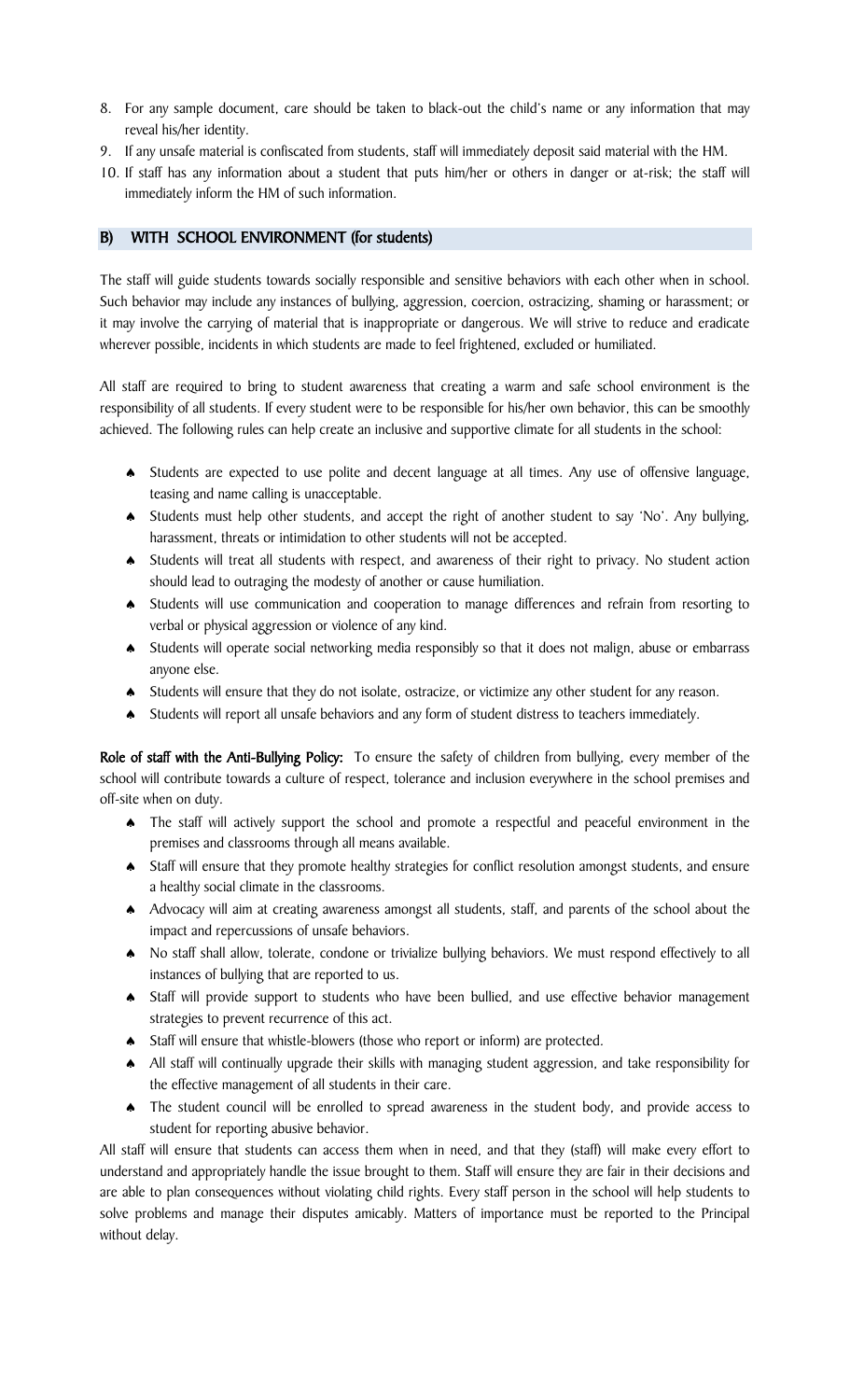8. For any sample document, care should be taken to black-out the child's name or any information that may reveal his/her identity.
9. If any unsafe material is confiscated from students, staff will immediately deposit said material with the HM.
10. If staff has any information about a student that puts him/her or others in danger or at-risk; the staff will immediately inform the HM of such information.

## B) WITH SCHOOL ENVIRONMENT (for students)

The staff will guide students towards socially responsible and sensitive behaviors with each other when in school. Such behavior may include any instances of bullying, aggression, coercion, ostracizing, shaming or harassment; or it may involve the carrying of material that is inappropriate or dangerous. We will strive to reduce and eradicate wherever possible, incidents in which students are made to feel frightened, excluded or humiliated.

All staff are required to bring to student awareness that creating a warm and safe school environment is the responsibility of all students. If every student were to be responsible for his/her own behavior, this can be smoothly achieved. The following rules can help create an inclusive and supportive climate for all students in the school:

- Students are expected to use polite and decent language at all times. Any use of offensive language, teasing and name calling is unacceptable.
- Students must help other students, and accept the right of another student to say 'No'. Any bullying, harassment, threats or intimidation to other students will not be accepted.
- Students will treat all students with respect, and awareness of their right to privacy. No student action should lead to outraging the modesty of another or cause humiliation.
- Students will use communication and cooperation to manage differences and refrain from resorting to verbal or physical aggression or violence of any kind.
- Students will operate social networking media responsibly so that it does not malign, abuse or embarrass anyone else.
- Students will ensure that they do not isolate, ostracize, or victimize any other student for any reason.
- Students will report all unsafe behaviors and any form of student distress to teachers immediately.

**Role of staff with the Anti-Bullying Policy:** To ensure the safety of children from bullying, every member of the school will contribute towards a culture of respect, tolerance and inclusion everywhere in the school premises and off-site when on duty.

- The staff will actively support the school and promote a respectful and peaceful environment in the premises and classrooms through all means available.
- Staff will ensure that they promote healthy strategies for conflict resolution amongst students, and ensure a healthy social climate in the classrooms.
- Advocacy will aim at creating awareness amongst all students, staff, and parents of the school about the impact and repercussions of unsafe behaviors.
- No staff shall allow, tolerate, condone or trivialize bullying behaviors. We must respond effectively to all instances of bullying that are reported to us.
- Staff will provide support to students who have been bullied, and use effective behavior management strategies to prevent recurrence of this act.
- Staff will ensure that whistle-blowers (those who report or inform) are protected.
- All staff will continually upgrade their skills with managing student aggression, and take responsibility for the effective management of all students in their care.
- The student council will be enrolled to spread awareness in the student body, and provide access to student for reporting abusive behavior.

All staff will ensure that students can access them when in need, and that they (staff) will make every effort to understand and appropriately handle the issue brought to them. Staff will ensure they are fair in their decisions and are able to plan consequences without violating child rights. Every staff person in the school will help students to solve problems and manage their disputes amicably. Matters of importance must be reported to the Principal without delay.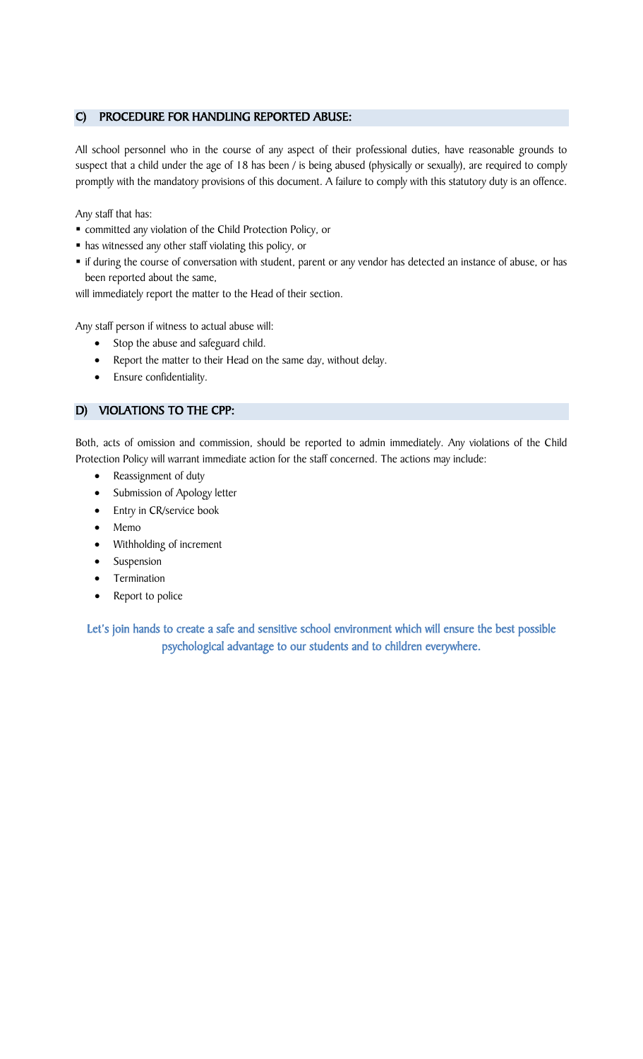## C) PROCEDURE FOR HANDLING REPORTED ABUSE:

All school personnel who in the course of any aspect of their professional duties, have reasonable grounds to suspect that a child under the age of 18 has been / is being abused (physically or sexually), are required to comply promptly with the mandatory provisions of this document. A failure to comply with this statutory duty is an offence.

Any staff that has:

- committed any violation of the Child Protection Policy, or
- has witnessed any other staff violating this policy, or
- if during the course of conversation with student, parent or any vendor has detected an instance of abuse, or has been reported about the same,

will immediately report the matter to the Head of their section.

Any staff person if witness to actual abuse will:

- Stop the abuse and safeguard child.
- Report the matter to their Head on the same day, without delay.
- Ensure confidentiality.

## D) VIOLATIONS TO THE CPP:

Both, acts of omission and commission, should be reported to admin immediately. Any violations of the Child Protection Policy will warrant immediate action for the staff concerned. The actions may include:

- Reassignment of duty
- Submission of Apology letter
- Entry in CR/service book
- Memo
- Withholding of increment
- Suspension
- Termination
- Report to police

**Let's join hands to create a safe and sensitive school environment which will ensure the best possible psychological advantage to our students and to children everywhere.**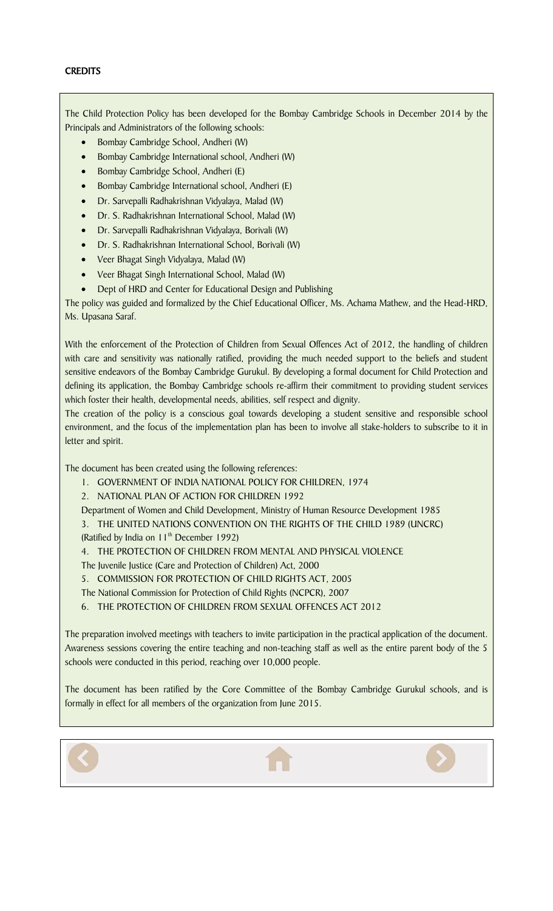**CREDITS**

The Child Protection Policy has been developed for the Bombay Cambridge Schools in December 2014 by the Principals and Administrators of the following schools:

- Bombay Cambridge School, Andheri (W)
- Bombay Cambridge International school, Andheri (W)
- Bombay Cambridge School, Andheri (E)
- Bombay Cambridge International school, Andheri (E)
- Dr. Sarvepalli Radhakrishnan Vidyalaya, Malad (W)
- Dr. S. Radhakrishnan International School, Malad (W)
- Dr. Sarvepalli Radhakrishnan Vidyalaya, Borivali (W)
- Dr. S. Radhakrishnan International School, Borivali (W)
- Veer Bhagat Singh Vidyalaya, Malad (W)
- Veer Bhagat Singh International School, Malad (W)
- Dept of HRD and Center for Educational Design and Publishing

The policy was guided and formalized by the Chief Educational Officer, Ms. Achama Mathew, and the Head-HRD, Ms. Upasana Saraf.

With the enforcement of the Protection of Children from Sexual Offences Act of 2012, the handling of children with care and sensitivity was nationally ratified, providing the much needed support to the beliefs and student sensitive endeavors of the Bombay Cambridge Gurukul. By developing a formal document for Child Protection and defining its application, the Bombay Cambridge schools re-affirm their commitment to providing student services which foster their health, developmental needs, abilities, self respect and dignity.

The creation of the policy is a conscious goal towards developing a student sensitive and responsible school environment, and the focus of the implementation plan has been to involve all stake-holders to subscribe to it in letter and spirit.

The document has been created using the following references:

1. GOVERNMENT OF INDIA NATIONAL POLICY FOR CHILDREN, 1974
2. NATIONAL PLAN OF ACTION FOR CHILDREN 1992

   Department of Women and Child Development, Ministry of Human Resource Development 1985
3. THE UNITED NATIONS CONVENTION ON THE RIGHTS OF THE CHILD 1989 (UNCRC)

   (Ratified by India on 11th December 1992)
4. THE PROTECTION OF CHILDREN FROM MENTAL AND PHYSICAL VIOLENCE

   The Juvenile Justice (Care and Protection of Children) Act, 2000
5. COMMISSION FOR PROTECTION OF CHILD RIGHTS ACT, 2005

   The National Commission for Protection of Child Rights (NCPCR), 2007
6. THE PROTECTION OF CHILDREN FROM SEXUAL OFFENCES ACT 2012

The preparation involved meetings with teachers to invite participation in the practical application of the document. Awareness sessions covering the entire teaching and non-teaching staff as well as the entire parent body of the 5 schools were conducted in this period, reaching over 10,000 people.

The document has been ratified by the Core Committee of the Bombay Cambridge Gurukul schools, and is formally in effect for all members of the organization from June 2015.